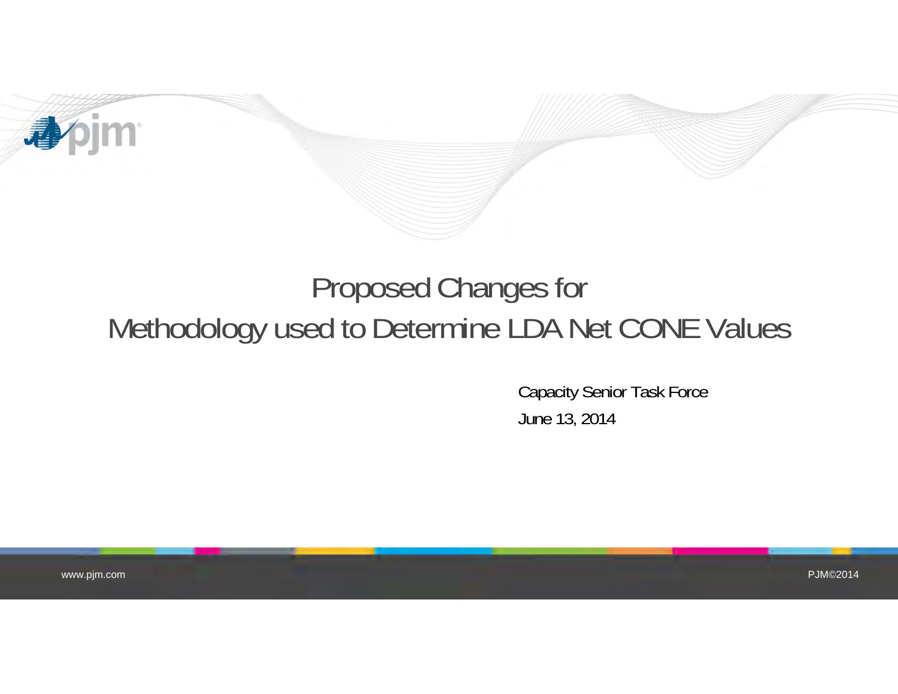# Proposed Changes for Methodology used to Determine LDA Net CONE Values

Capacity Senior Task Force

June 13, 2014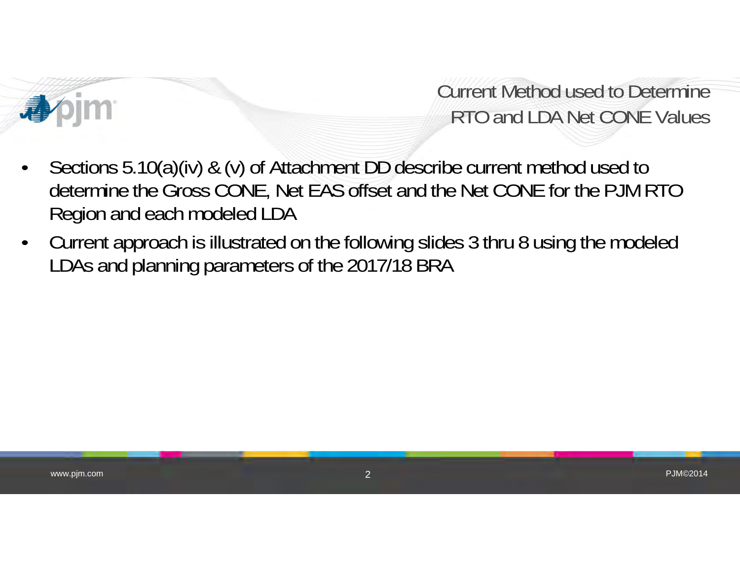## Current Method used to Determine RTO and LDA Net CONE Values

- Sections 5.10(a)(iv) & (v) of Attachment DD describe current method used to determine the Gross CONE, Net EAS offset and the Net CONE for the PJM RTO Region and each modeled LDA
- Current approach is illustrated on the following slides 3 thru 8 using the modeled LDAs and planning parameters of the 2017/18 BRA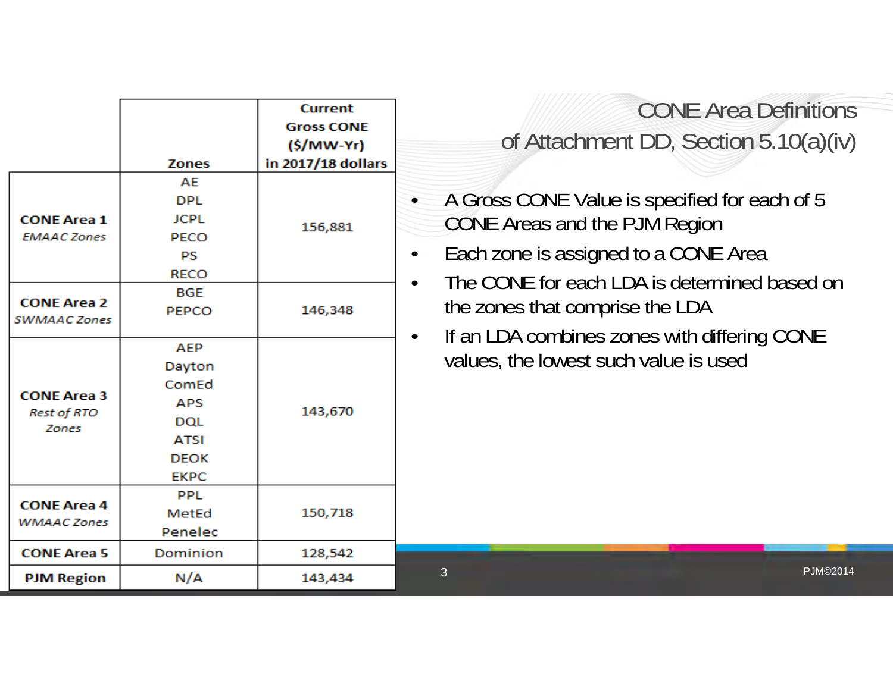## CONE Area Definitions of Attachment DD, Section 5.10(a)(iv)

| | Zones | Current Gross CONE ($/MW-Yr) in 2017/18 dollars |
|---|---|---|
| **CONE Area 1** *EMAAC Zones* | AE<br>DPL<br>JCPL<br>PECO<br>PS<br>RECO | 156,881 |
| **CONE Area 2** *SWMAAC Zones* | BGE<br>PEPCO | 146,348 |
| **CONE Area 3** *Rest of RTO Zones* | AEP<br>Dayton<br>ComEd<br>APS<br>DQL<br>ATSI<br>DEOK<br>EKPC | 143,670 |
| **CONE Area 4** *WMAAC Zones* | PPL<br>MetEd<br>Penelec | 150,718 |
| **CONE Area 5** | Dominion | 128,542 |
| **PJM Region** | N/A | 143,434 |

- A Gross CONE Value is specified for each of 5 CONE Areas and the PJM Region
- Each zone is assigned to a CONE Area
- The CONE for each LDA is determined based on the zones that comprise the LDA
- If an LDA combines zones with differing CONE values, the lowest such value is used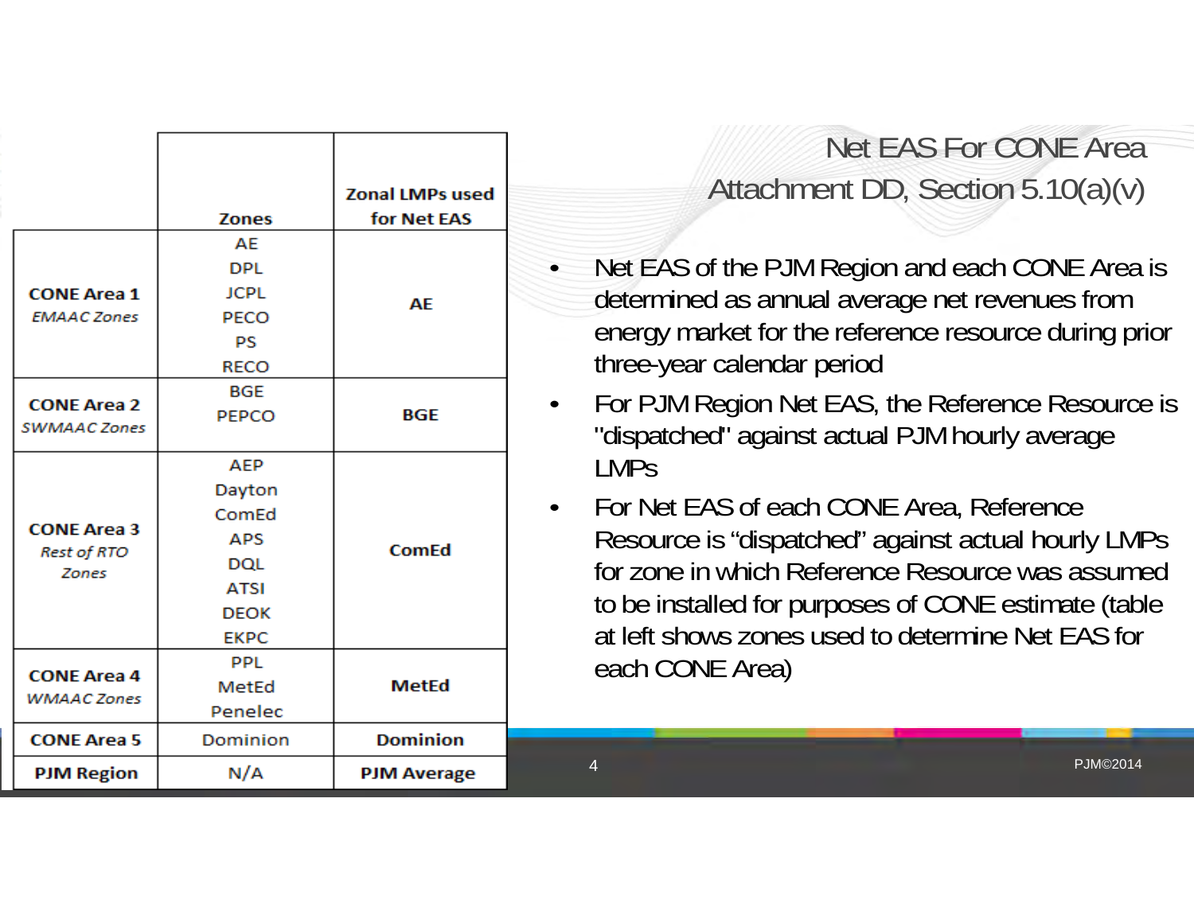## Net EAS For CONE Area
### Attachment DD, Section 5.10(a)(v)

| | Zones | Zonal LMPs used for Net EAS |
|---|---|---|
| **CONE Area 1** *EMAAC Zones* | AE DPL JCPL PECO PS RECO | **AE** |
| **CONE Area 2** *SWMAAC Zones* | BGE PEPCO | **BGE** |
| **CONE Area 3** *Rest of RTO Zones* | AEP Dayton ComEd APS DQL ATSI DEOK EKPC | **ComEd** |
| **CONE Area 4** *WMAAC Zones* | PPL MetEd Penelec | **MetEd** |
| **CONE Area 5** | Dominion | **Dominion** |
| **PJM Region** | N/A | **PJM Average** |

- Net EAS of the PJM Region and each CONE Area is determined as annual average net revenues from energy market for the reference resource during prior three-year calendar period
- For PJM Region Net EAS, the Reference Resource is "dispatched" against actual PJM hourly average LMPs
- For Net EAS of each CONE Area, Reference Resource is "dispatched" against actual hourly LMPs for zone in which Reference Resource was assumed to be installed for purposes of CONE estimate (table at left shows zones used to determine Net EAS for each CONE Area)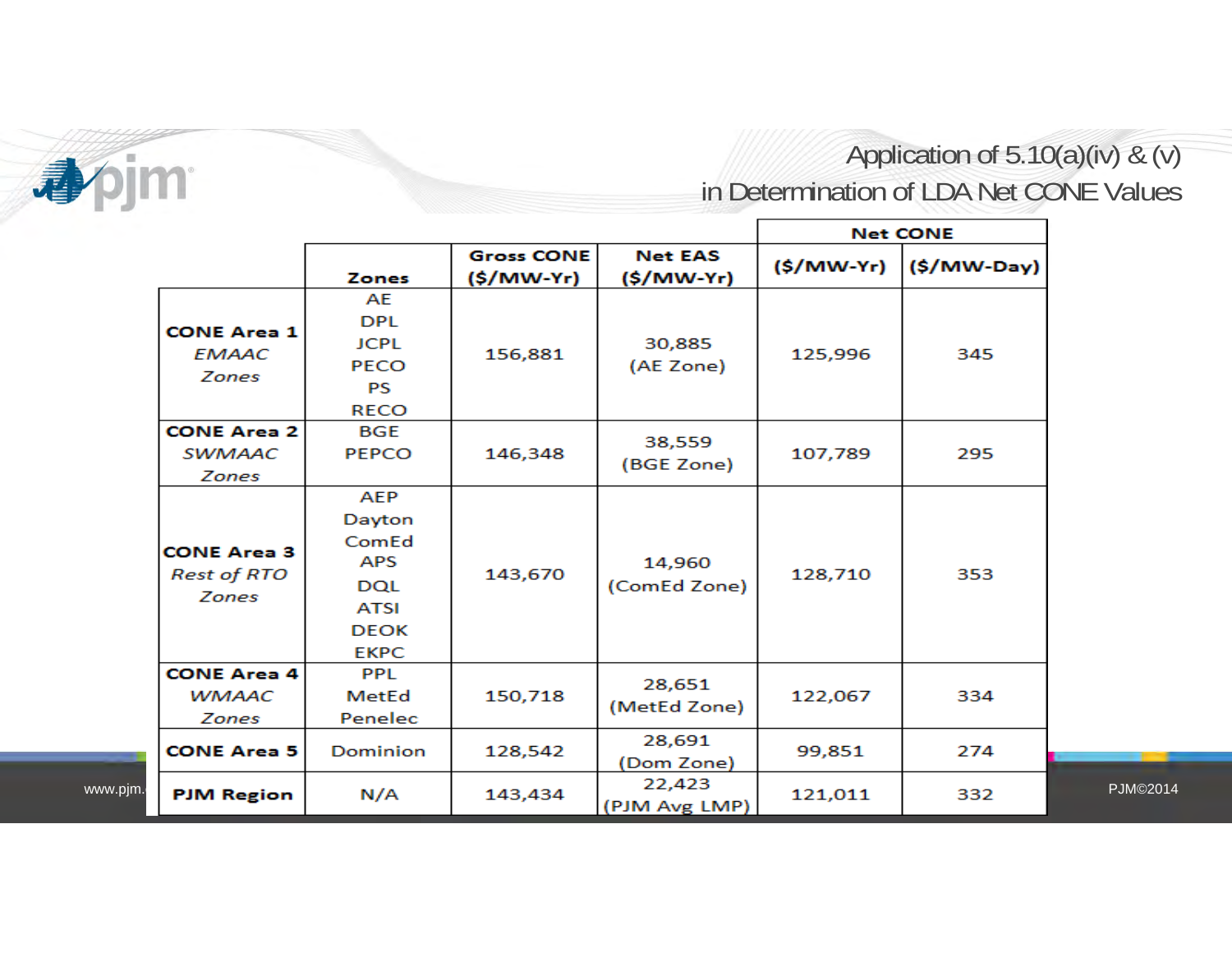# Application of 5.10(a)(iv) & (v) in Determination of LDA Net CONE Values

| | Zones | Gross CONE ($/MW-Yr) | Net EAS ($/MW-Yr) | Net CONE ($/MW-Yr) | Net CONE ($/MW-Day) |
|---|---|---|---|---|---|
| **CONE Area 1** *EMAAC Zones* | AE, DPL, JCPL, PECO, PS, RECO | 156,881 | 30,885 (AE Zone) | 125,996 | 345 |
| **CONE Area 2** *SWMAAC Zones* | BGE, PEPCO | 146,348 | 38,559 (BGE Zone) | 107,789 | 295 |
| **CONE Area 3** *Rest of RTO Zones* | AEP, Dayton, ComEd, APS, DQL, ATSI, DEOK, EKPC | 143,670 | 14,960 (ComEd Zone) | 128,710 | 353 |
| **CONE Area 4** *WMAAC Zones* | PPL, MetEd, Penelec | 150,718 | 28,651 (MetEd Zone) | 122,067 | 334 |
| **CONE Area 5** | Dominion | 128,542 | 28,691 (Dom Zone) | 99,851 | 274 |
| **PJM Region** | N/A | 143,434 | 22,423 (PJM Avg LMP) | 121,011 | 332 |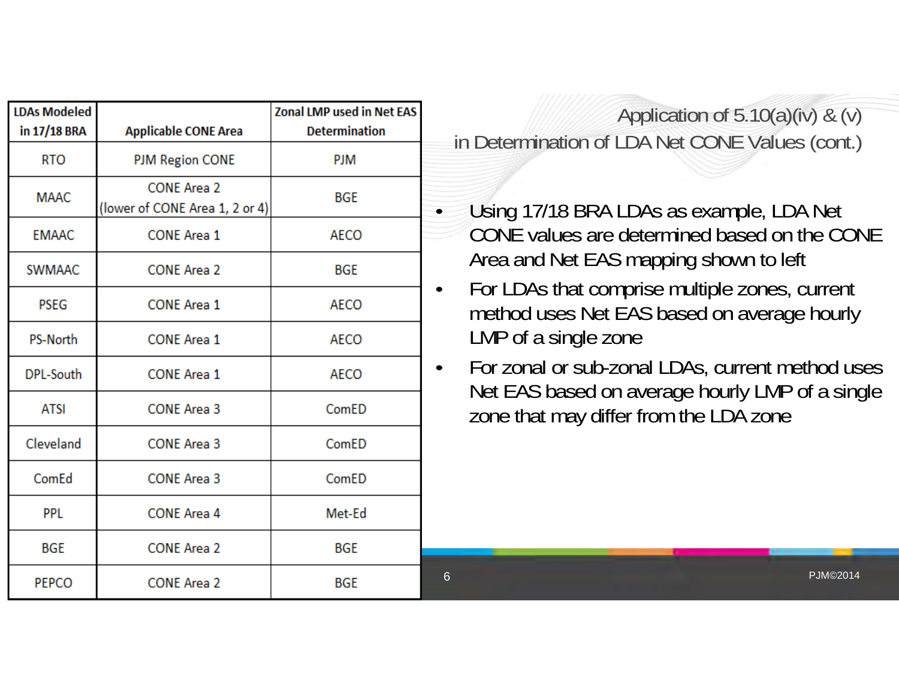## Application of 5.10(a)(iv) & (v) in Determination of LDA Net CONE Values (cont.)

| LDAs Modeled in 17/18 BRA | Applicable CONE Area | Zonal LMP used in Net EAS Determination |
|---|---|---|
| RTO | PJM Region CONE | PJM |
| MAAC | CONE Area 2 (lower of CONE Area 1, 2 or 4) | BGE |
| EMAAC | CONE Area 1 | AECO |
| SWMAAC | CONE Area 2 | BGE |
| PSEG | CONE Area 1 | AECO |
| PS-North | CONE Area 1 | AECO |
| DPL-South | CONE Area 1 | AECO |
| ATSI | CONE Area 3 | ComED |
| Cleveland | CONE Area 3 | ComED |
| ComEd | CONE Area 3 | ComED |
| PPL | CONE Area 4 | Met-Ed |
| BGE | CONE Area 2 | BGE |
| PEPCO | CONE Area 2 | BGE |

- Using 17/18 BRA LDAs as example, LDA Net CONE values are determined based on the CONE Area and Net EAS mapping shown to left
- For LDAs that comprise multiple zones, current method uses Net EAS based on average hourly LMP of a single zone
- For zonal or sub-zonal LDAs, current method uses Net EAS based on average hourly LMP of a single zone that may differ from the LDA zone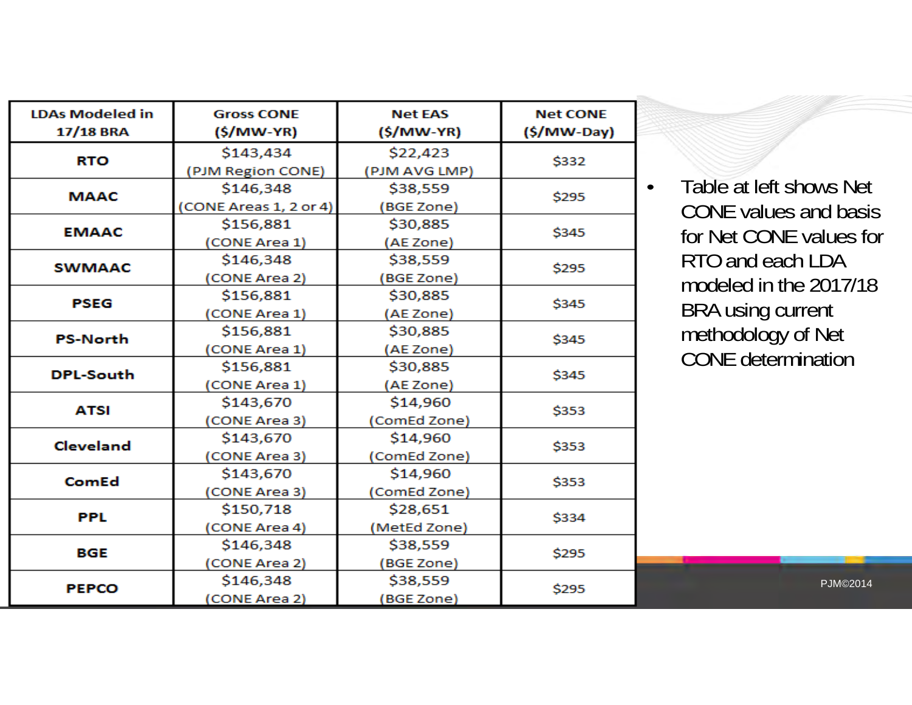| LDAs Modeled in 17/18 BRA | Gross CONE ($/MW-YR) | Net EAS ($/MW-YR) | Net CONE ($/MW-Day) |
|---|---|---|---|
| RTO | $143,434 (PJM Region CONE) | $22,423 (PJM AVG LMP) | $332 |
| MAAC | $146,348 (CONE Areas 1, 2 or 4) | $38,559 (BGE Zone) | $295 |
| EMAAC | $156,881 (CONE Area 1) | $30,885 (AE Zone) | $345 |
| SWMAAC | $146,348 (CONE Area 2) | $38,559 (BGE Zone) | $295 |
| PSEG | $156,881 (CONE Area 1) | $30,885 (AE Zone) | $345 |
| PS-North | $156,881 (CONE Area 1) | $30,885 (AE Zone) | $345 |
| DPL-South | $156,881 (CONE Area 1) | $30,885 (AE Zone) | $345 |
| ATSI | $143,670 (CONE Area 3) | $14,960 (ComEd Zone) | $353 |
| Cleveland | $143,670 (CONE Area 3) | $14,960 (ComEd Zone) | $353 |
| ComEd | $143,670 (CONE Area 3) | $14,960 (ComEd Zone) | $353 |
| PPL | $150,718 (CONE Area 4) | $28,651 (MetEd Zone) | $334 |
| BGE | $146,348 (CONE Area 2) | $38,559 (BGE Zone) | $295 |
| PEPCO | $146,348 (CONE Area 2) | $38,559 (BGE Zone) | $295 |

- Table at left shows Net CONE values and basis for Net CONE values for RTO and each LDA modeled in the 2017/18 BRA using current methodology of Net CONE determination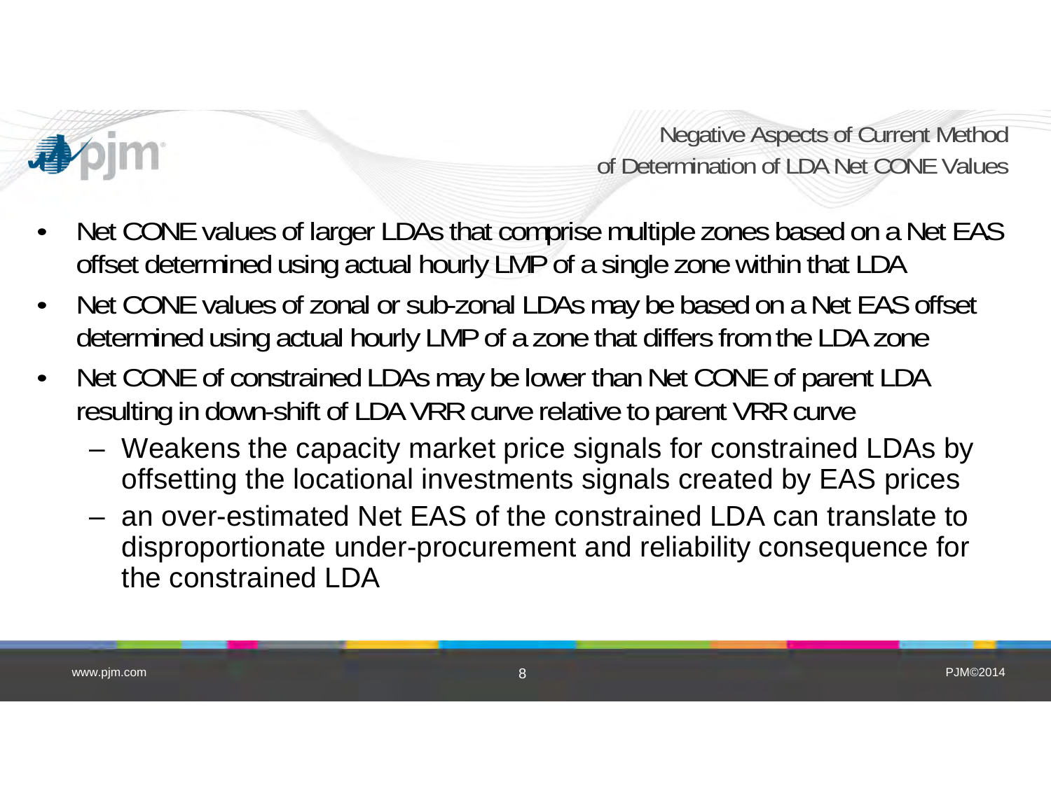## Negative Aspects of Current Method of Determination of LDA Net CONE Values

- Net CONE values of larger LDAs that comprise multiple zones based on a Net EAS offset determined using actual hourly LMP of a single zone within that LDA
- Net CONE values of zonal or sub-zonal LDAs may be based on a Net EAS offset determined using actual hourly LMP of a zone that differs from the LDA zone
- Net CONE of constrained LDAs may be lower than Net CONE of parent LDA resulting in down-shift of LDA VRR curve relative to parent VRR curve
  - Weakens the capacity market price signals for constrained LDAs by offsetting the locational investments signals created by EAS prices
  - an over-estimated Net EAS of the constrained LDA can translate to disproportionate under-procurement and reliability consequence for the constrained LDA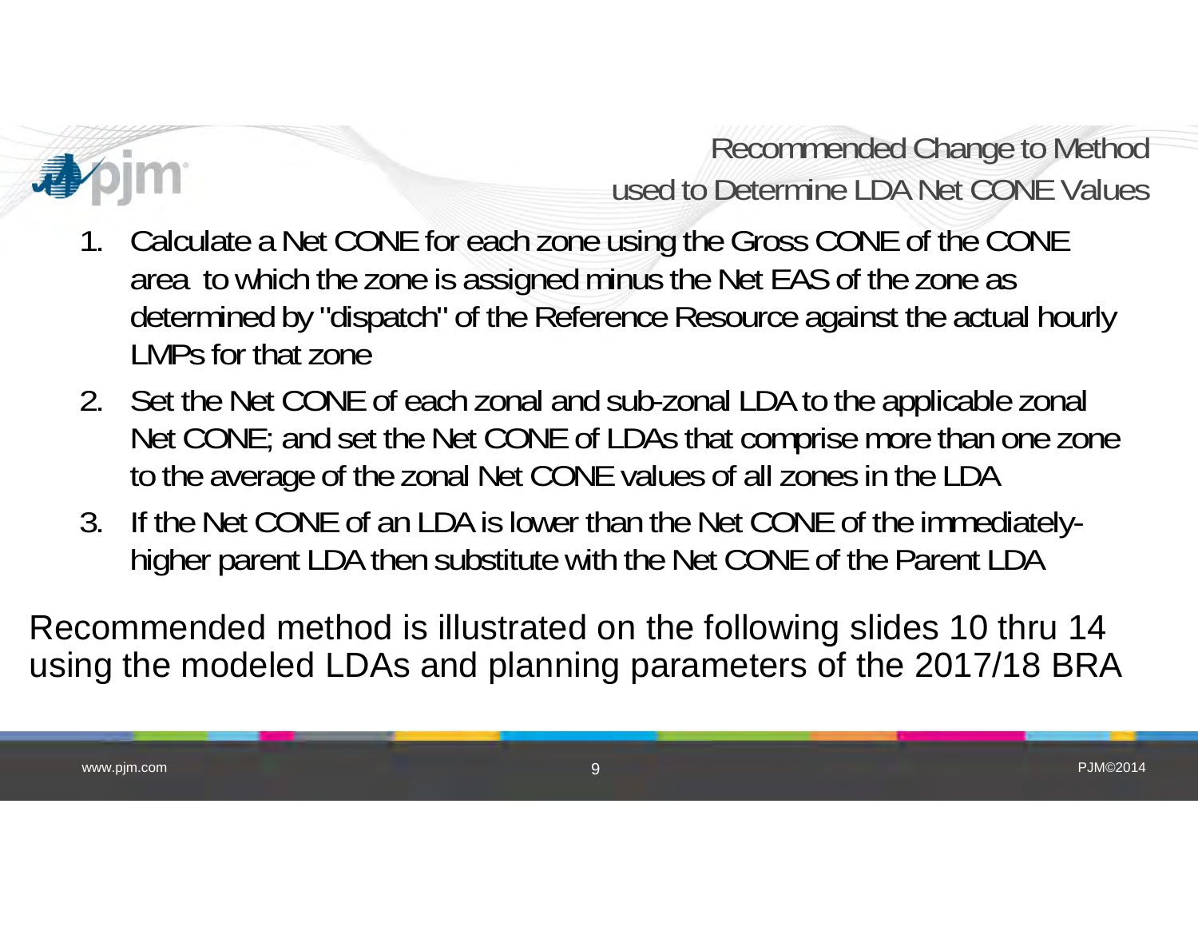# Recommended Change to Method used to Determine LDA Net CONE Values

1. Calculate a Net CONE for each zone using the Gross CONE of the CONE area to which the zone is assigned minus the Net EAS of the zone as determined by "dispatch" of the Reference Resource against the actual hourly LMPs for that zone
2. Set the Net CONE of each zonal and sub-zonal LDA to the applicable zonal Net CONE; and set the Net CONE of LDAs that comprise more than one zone to the average of the zonal Net CONE values of all zones in the LDA
3. If the Net CONE of an LDA is lower than the Net CONE of the immediately-higher parent LDA then substitute with the Net CONE of the Parent LDA

Recommended method is illustrated on the following slides 10 thru 14 using the modeled LDAs and planning parameters of the 2017/18 BRA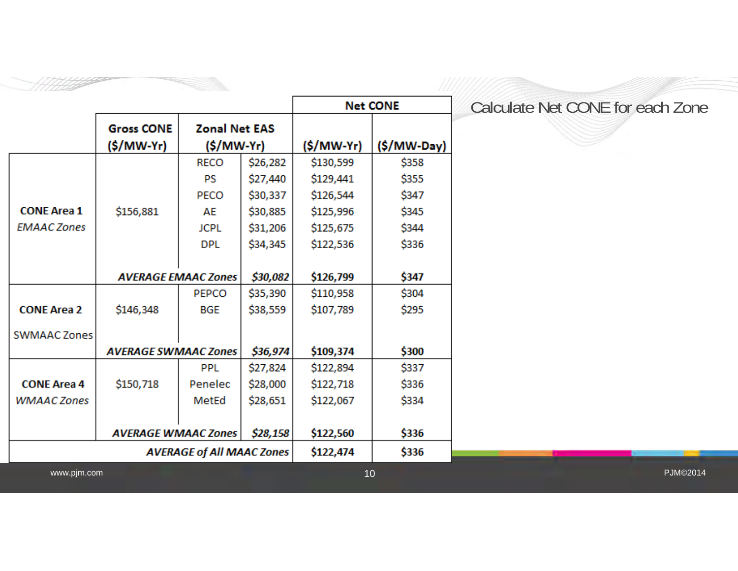## Calculate Net CONE for each Zone

| | Gross CONE ($/MW-Yr) | Zonal Net EAS ($/MW-Yr) | | Net CONE ($/MW-Yr) | Net CONE ($/MW-Day) |
|---|---|---|---|---|---|
| **CONE Area 1** *EMAAC Zones* | $156,881 | RECO | $26,282 | $130,599 | $358 |
| | | PS | $27,440 | $129,441 | $355 |
| | | PECO | $30,337 | $126,544 | $347 |
| | | AE | $30,885 | $125,996 | $345 |
| | | JCPL | $31,206 | $125,675 | $344 |
| | | DPL | $34,345 | $122,536 | $336 |
| | | ***AVERAGE EMAAC Zones*** | ***$30,082*** | **$126,799** | **$347** |
| **CONE Area 2** SWMAAC Zones | $146,348 | PEPCO | $35,390 | $110,958 | $304 |
| | | BGE | $38,559 | $107,789 | $295 |
| | | ***AVERAGE SWMAAC Zones*** | ***$36,974*** | **$109,374** | **$300** |
| **CONE Area 4** *WMAAC Zones* | $150,718 | PPL | $27,824 | $122,894 | $337 |
| | | Penelec | $28,000 | $122,718 | $336 |
| | | MetEd | $28,651 | $122,067 | $334 |
| | | ***AVERAGE WMAAC Zones*** | ***$28,158*** | **$122,560** | **$336** |
| ***AVERAGE of All MAAC Zones*** | | | | **$122,474** | **$336** |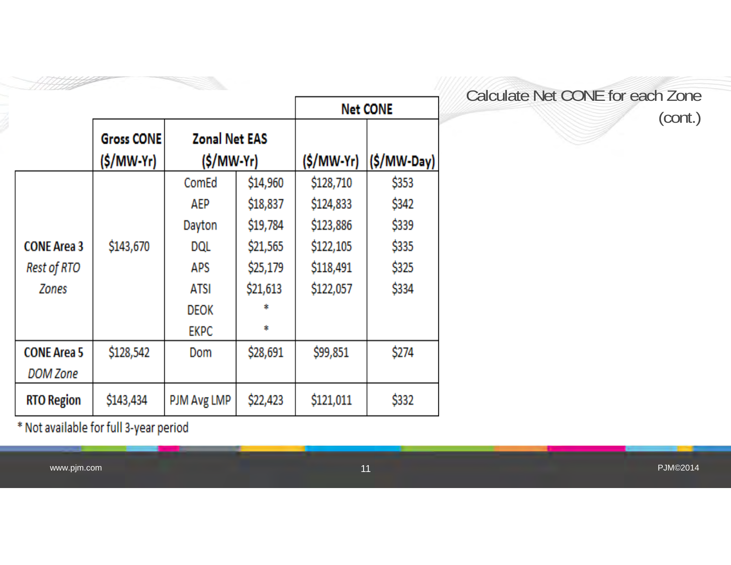## Calculate Net CONE for each Zone (cont.)

| | Gross CONE ($/MW-Yr) | Zonal Net EAS ($/MW-Yr) | | Net CONE ($/MW-Yr) | Net CONE ($/MW-Day) |
|---|---|---|---|---|---|
| **CONE Area 3** *Rest of RTO Zones* | $143,670 | ComEd | $14,960 | $128,710 | $353 |
| | | AEP | $18,837 | $124,833 | $342 |
| | | Dayton | $19,784 | $123,886 | $339 |
| | | DQL | $21,565 | $122,105 | $335 |
| | | APS | $25,179 | $118,491 | $325 |
| | | ATSI | $21,613 | $122,057 | $334 |
| | | DEOK | * | | |
| | | EKPC | * | | |
| **CONE Area 5** *DOM Zone* | $128,542 | Dom | $28,691 | $99,851 | $274 |
| **RTO Region** | $143,434 | PJM Avg LMP | $22,423 | $121,011 | $332 |

* Not available for full 3-year period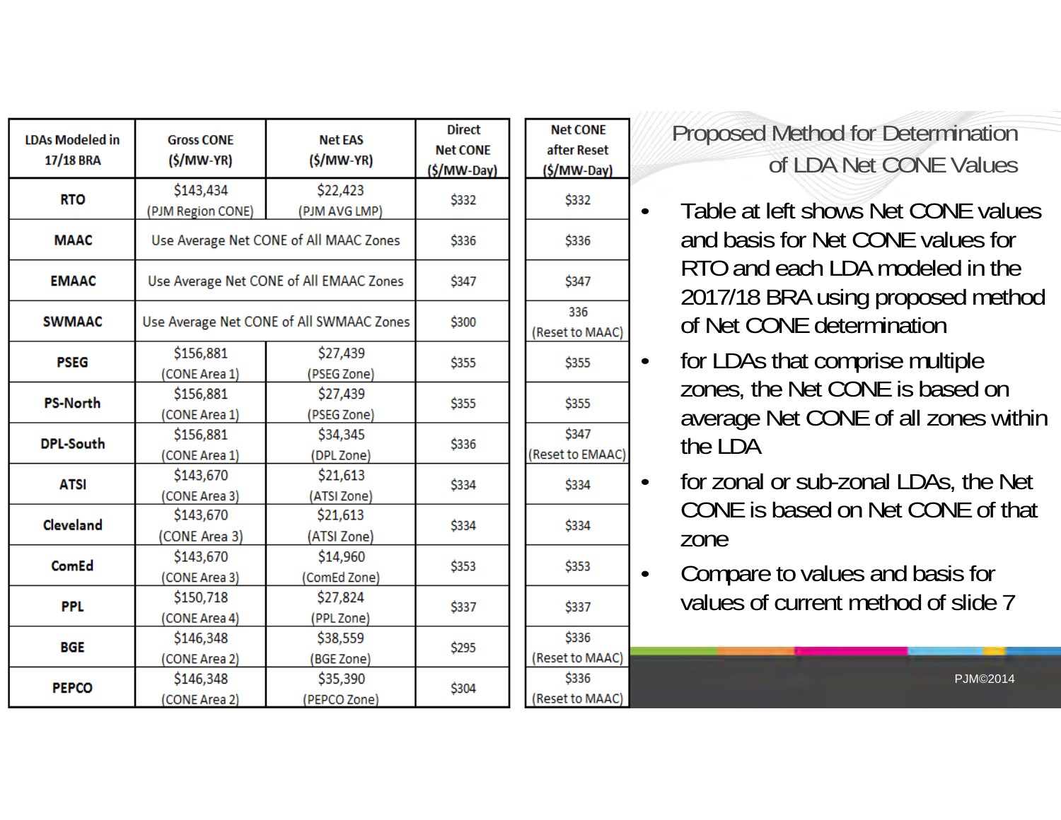## Proposed Method for Determination of LDA Net CONE Values

| LDAs Modeled in 17/18 BRA | Gross CONE ($/MW-YR) | Net EAS ($/MW-YR) | Direct Net CONE ($/MW-Day) | Net CONE after Reset ($/MW-Day) |
|---|---|---|---|---|
| RTO | $143,434 (PJM Region CONE) | $22,423 (PJM AVG LMP) | $332 | $332 |
| MAAC | Use Average Net CONE of All MAAC Zones | | $336 | $336 |
| EMAAC | Use Average Net CONE of All EMAAC Zones | | $347 | $347 |
| SWMAAC | Use Average Net CONE of All SWMAAC Zones | | $300 | 336 (Reset to MAAC) |
| PSEG | $156,881 (CONE Area 1) | $27,439 (PSEG Zone) | $355 | $355 |
| PS-North | $156,881 (CONE Area 1) | $27,439 (PSEG Zone) | $355 | $355 |
| DPL-South | $156,881 (CONE Area 1) | $34,345 (DPL Zone) | $336 | $347 (Reset to EMAAC) |
| ATSI | $143,670 (CONE Area 3) | $21,613 (ATSI Zone) | $334 | $334 |
| Cleveland | $143,670 (CONE Area 3) | $21,613 (ATSI Zone) | $334 | $334 |
| ComEd | $143,670 (CONE Area 3) | $14,960 (ComEd Zone) | $353 | $353 |
| PPL | $150,718 (CONE Area 4) | $27,824 (PPL Zone) | $337 | $337 |
| BGE | $146,348 (CONE Area 2) | $38,559 (BGE Zone) | $295 | $336 (Reset to MAAC) |
| PEPCO | $146,348 (CONE Area 2) | $35,390 (PEPCO Zone) | $304 | $336 (Reset to MAAC) |

- Table at left shows Net CONE values and basis for Net CONE values for RTO and each LDA modeled in the 2017/18 BRA using proposed method of Net CONE determination
- for LDAs that comprise multiple zones, the Net CONE is based on average Net CONE of all zones within the LDA
- for zonal or sub-zonal LDAs, the Net CONE is based on Net CONE of that zone
- Compare to values and basis for values of current method of slide 7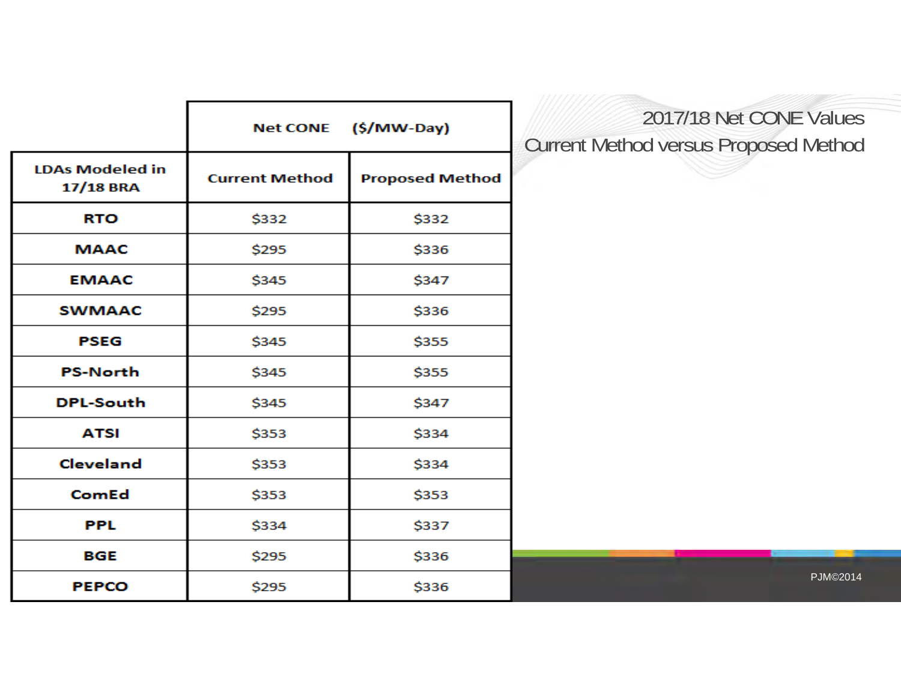# 2017/18 Net CONE Values Current Method versus Proposed Method

| LDAs Modeled in 17/18 BRA | Net CONE ($/MW-Day) | |
|---|---|---|
| | Current Method | Proposed Method |
| RTO | $332 | $332 |
| MAAC | $295 | $336 |
| EMAAC | $345 | $347 |
| SWMAAC | $295 | $336 |
| PSEG | $345 | $355 |
| PS-North | $345 | $355 |
| DPL-South | $345 | $347 |
| ATSI | $353 | $334 |
| Cleveland | $353 | $334 |
| ComEd | $353 | $353 |
| PPL | $334 | $337 |
| BGE | $295 | $336 |
| PEPCO | $295 | $336 |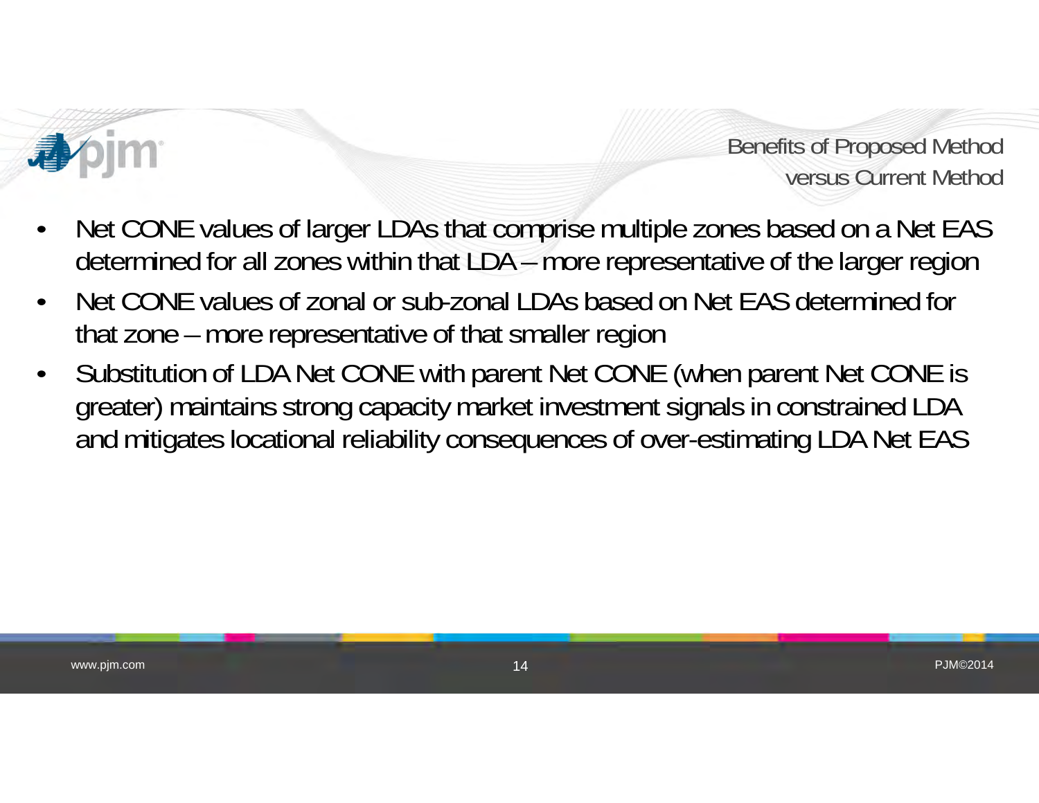## Benefits of Proposed Method versus Current Method

- Net CONE values of larger LDAs that comprise multiple zones based on a Net EAS determined for all zones within that LDA – more representative of the larger region
- Net CONE values of zonal or sub-zonal LDAs based on Net EAS determined for that zone – more representative of that smaller region
- Substitution of LDA Net CONE with parent Net CONE (when parent Net CONE is greater) maintains strong capacity market investment signals in constrained LDA and mitigates locational reliability consequences of over-estimating LDA Net EAS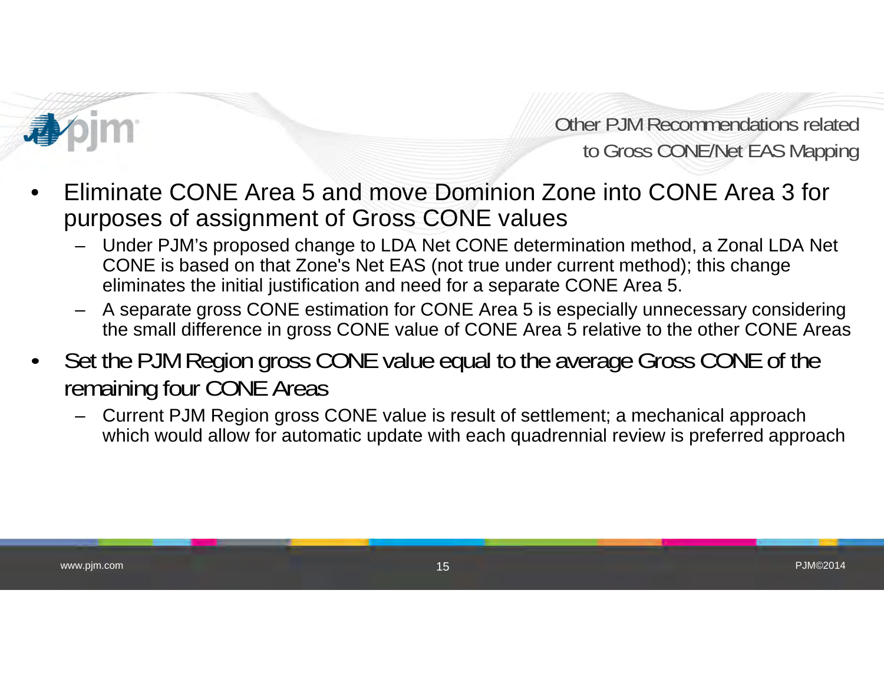# Other PJM Recommendations related to Gross CONE/Net EAS Mapping

- Eliminate CONE Area 5 and move Dominion Zone into CONE Area 3 for purposes of assignment of Gross CONE values
  - Under PJM's proposed change to LDA Net CONE determination method, a Zonal LDA Net CONE is based on that Zone's Net EAS (not true under current method); this change eliminates the initial justification and need for a separate CONE Area 5.
  - A separate gross CONE estimation for CONE Area 5 is especially unnecessary considering the small difference in gross CONE value of CONE Area 5 relative to the other CONE Areas
- Set the PJM Region gross CONE value equal to the average Gross CONE of the remaining four CONE Areas
  - Current PJM Region gross CONE value is result of settlement; a mechanical approach which would allow for automatic update with each quadrennial review is preferred approach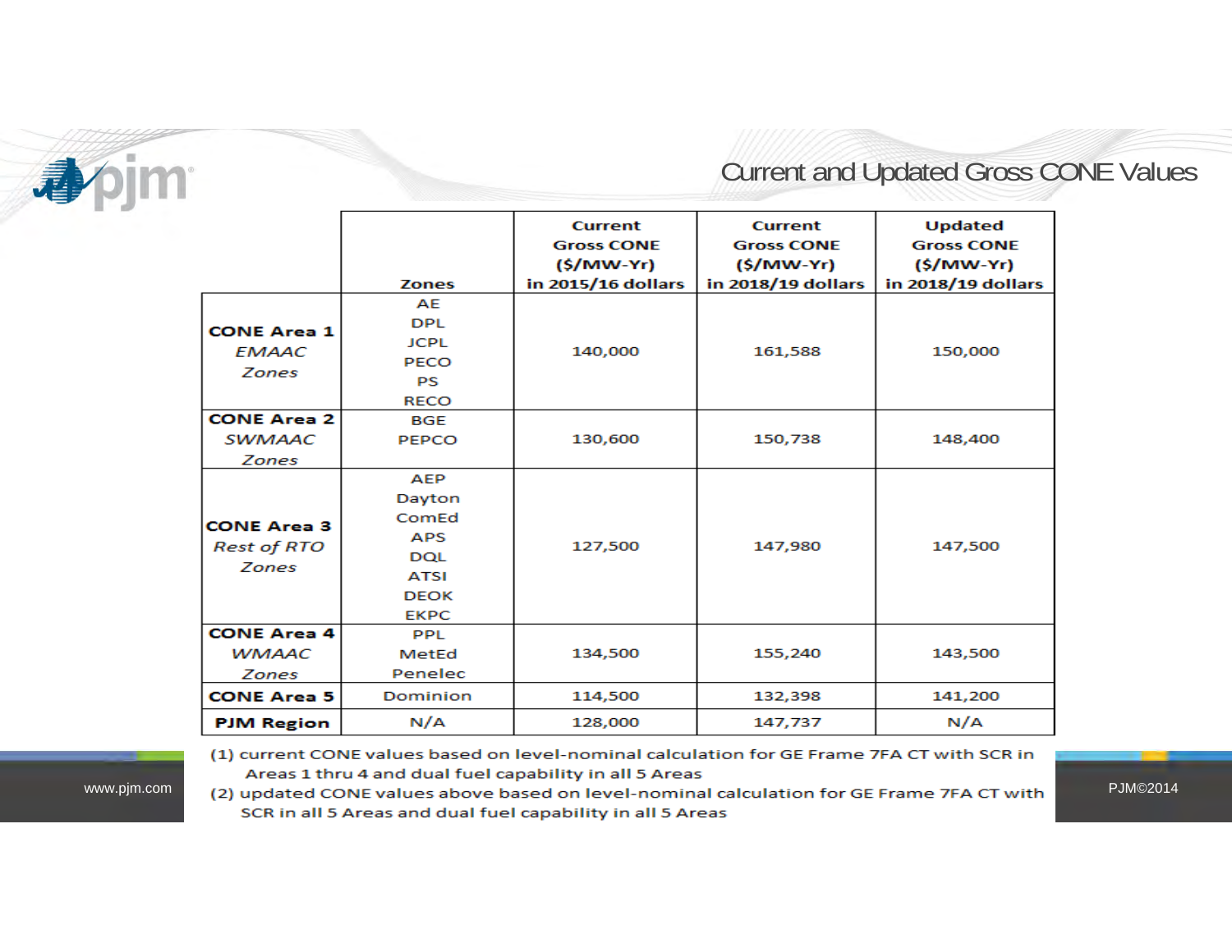# Current and Updated Gross CONE Values

|  | Zones | Current Gross CONE ($/MW-Yr) in 2015/16 dollars | Current Gross CONE ($/MW-Yr) in 2018/19 dollars | Updated Gross CONE ($/MW-Yr) in 2018/19 dollars |
|---|---|---|---|---|
| **CONE Area 1** *EMAAC Zones* | AE, DPL, JCPL, PECO, PS, RECO | 140,000 | 161,588 | 150,000 |
| **CONE Area 2** *SWMAAC Zones* | BGE, PEPCO | 130,600 | 150,738 | 148,400 |
| **CONE Area 3** *Rest of RTO Zones* | AEP, Dayton, ComEd, APS, DQL, ATSI, DEOK, EKPC | 127,500 | 147,980 | 147,500 |
| **CONE Area 4** *WMAAC Zones* | PPL, MetEd, Penelec | 134,500 | 155,240 | 143,500 |
| **CONE Area 5** | Dominion | 114,500 | 132,398 | 141,200 |
| **PJM Region** | N/A | 128,000 | 147,737 | N/A |

(1) current CONE values based on level-nominal calculation for GE Frame 7FA CT with SCR in Areas 1 thru 4 and dual fuel capability in all 5 Areas

(2) updated CONE values above based on level-nominal calculation for GE Frame 7FA CT with SCR in all 5 Areas and dual fuel capability in all 5 Areas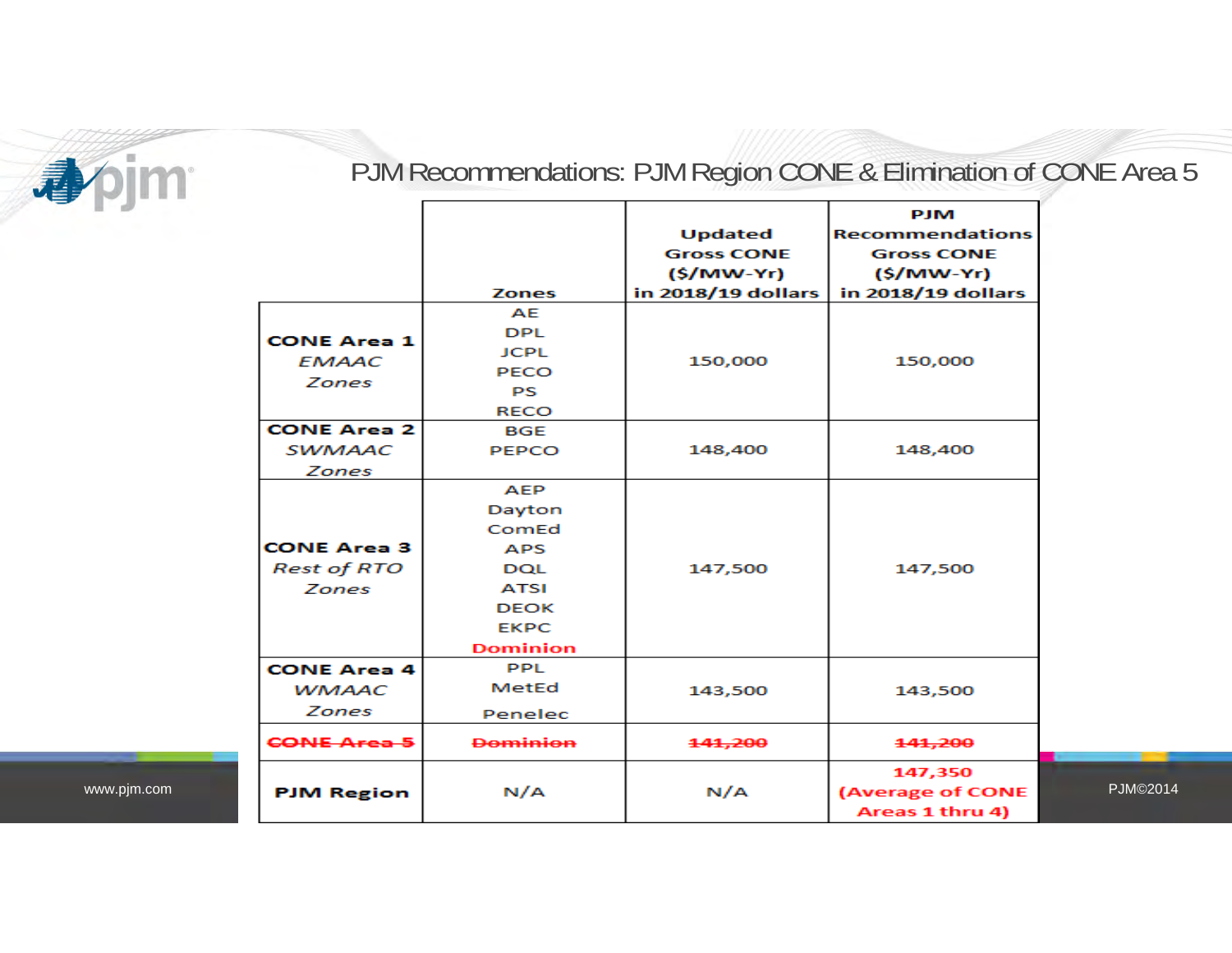# PJM Recommendations: PJM Region CONE & Elimination of CONE Area 5

| | Zones | Updated Gross CONE ($/MW-Yr) in 2018/19 dollars | PJM Recommendations Gross CONE ($/MW-Yr) in 2018/19 dollars |
|---|---|---|---|
| **CONE Area 1** *EMAAC Zones* | AE<br>DPL<br>JCPL<br>PECO<br>PS<br>RECO | 150,000 | 150,000 |
| **CONE Area 2** *SWMAAC Zones* | BGE<br>PEPCO | 148,400 | 148,400 |
| **CONE Area 3** *Rest of RTO Zones* | AEP<br>Dayton<br>ComEd<br>APS<br>DQL<br>ATSI<br>DEOK<br>EKPC<br>Dominion | 147,500 | 147,500 |
| **CONE Area 4** *WMAAC Zones* | PPL<br>MetEd<br>Penelec | 143,500 | 143,500 |
| ~~CONE Area 5~~ | ~~Dominion~~ | ~~141,200~~ | ~~141,200~~ |
| **PJM Region** | N/A | N/A | 147,350 (Average of CONE Areas 1 thru 4) |